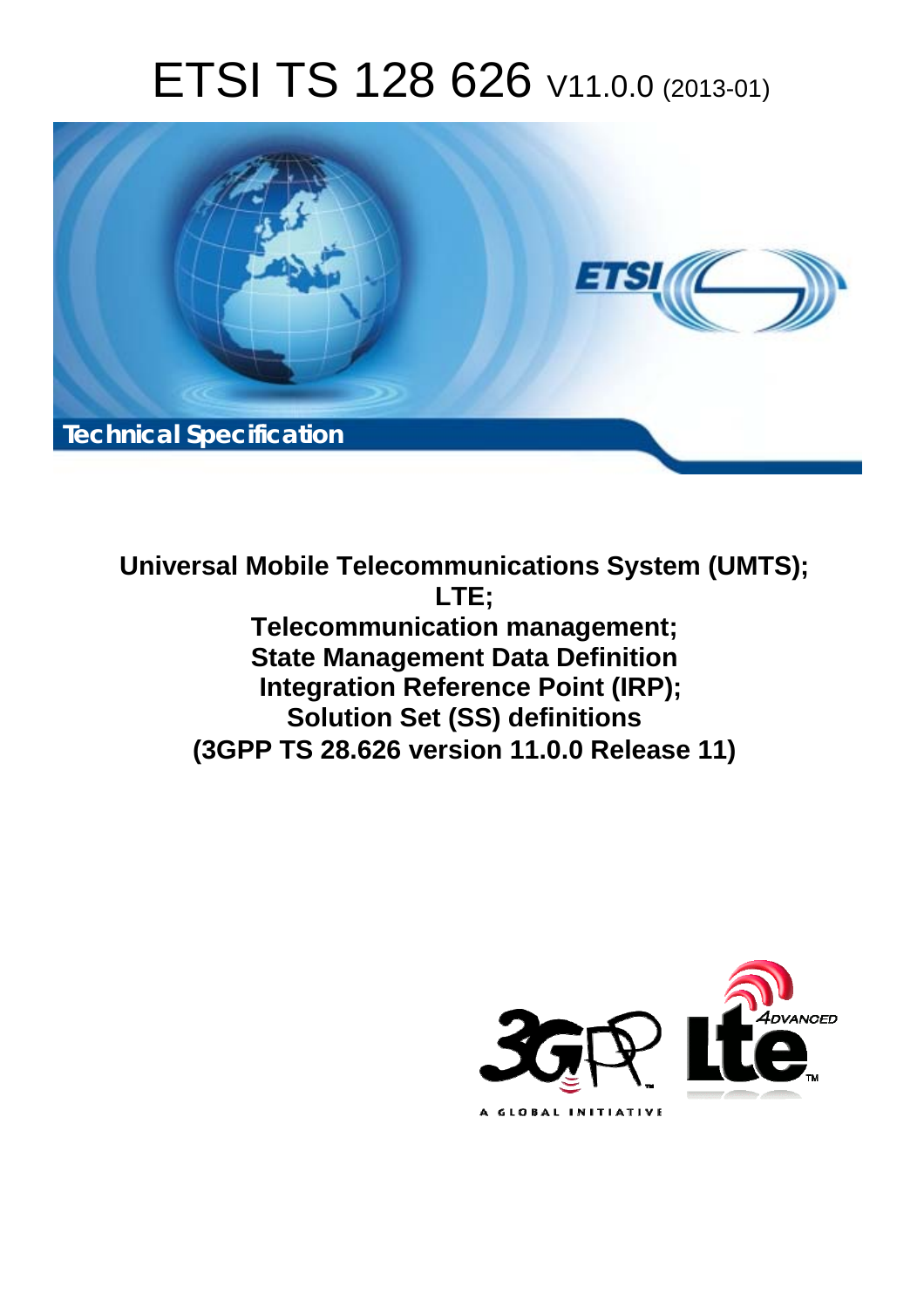# ETSI TS 128 626 V11.0.0 (2013-01)

Technical Specification

**Universal Mobile Telecommunications System (UMTS);**
**LTE;**
**Telecommunication management;**
**State Management Data Definition**
**Integration Reference Point (IRP);**
**Solution Set (SS) definitions**
**(3GPP TS 28.626 version 11.0.0 Release 11)**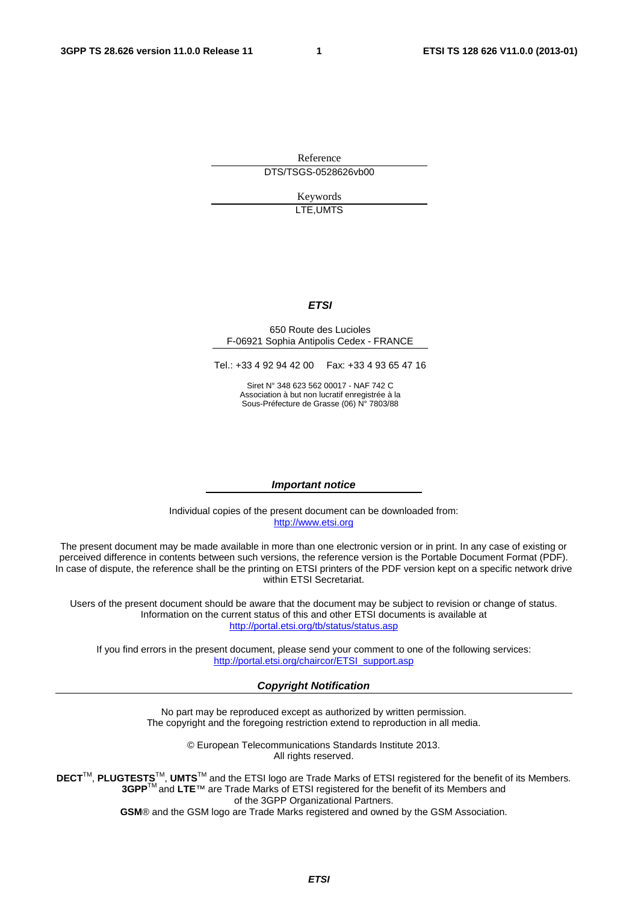Reference

DTS/TSGS-0528626vb00

Keywords

LTE,UMTS

***ETSI***

650 Route des Lucioles
F-06921 Sophia Antipolis Cedex - FRANCE

Tel.: +33 4 92 94 42 00   Fax: +33 4 93 65 47 16

Siret N° 348 623 562 00017 - NAF 742 C
Association à but non lucratif enregistrée à la
Sous-Préfecture de Grasse (06) N° 7803/88

***Important notice***

Individual copies of the present document can be downloaded from:
http://www.etsi.org

The present document may be made available in more than one electronic version or in print. In any case of existing or perceived difference in contents between such versions, the reference version is the Portable Document Format (PDF). In case of dispute, the reference shall be the printing on ETSI printers of the PDF version kept on a specific network drive within ETSI Secretariat.

Users of the present document should be aware that the document may be subject to revision or change of status. Information on the current status of this and other ETSI documents is available at
http://portal.etsi.org/tb/status/status.asp

If you find errors in the present document, please send your comment to one of the following services:
http://portal.etsi.org/chaircor/ETSI_support.asp

***Copyright Notification***

No part may be reproduced except as authorized by written permission.
The copyright and the foregoing restriction extend to reproduction in all media.

© European Telecommunications Standards Institute 2013.
All rights reserved.

**DECT**™, **PLUGTESTS**™, **UMTS**™ and the ETSI logo are Trade Marks of ETSI registered for the benefit of its Members.
**3GPP**™ and **LTE**™ are Trade Marks of ETSI registered for the benefit of its Members and of the 3GPP Organizational Partners.
**GSM**® and the GSM logo are Trade Marks registered and owned by the GSM Association.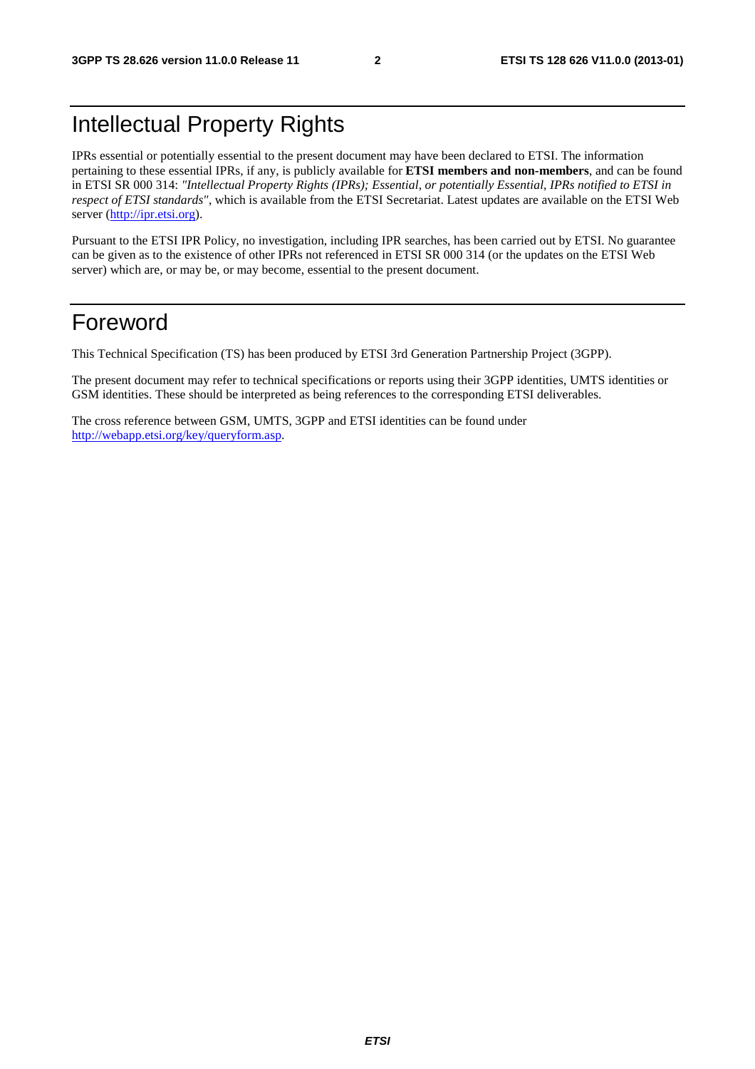# Intellectual Property Rights

IPRs essential or potentially essential to the present document may have been declared to ETSI. The information pertaining to these essential IPRs, if any, is publicly available for **ETSI members and non-members**, and can be found in ETSI SR 000 314: *"Intellectual Property Rights (IPRs); Essential, or potentially Essential, IPRs notified to ETSI in respect of ETSI standards"*, which is available from the ETSI Secretariat. Latest updates are available on the ETSI Web server (http://ipr.etsi.org).

Pursuant to the ETSI IPR Policy, no investigation, including IPR searches, has been carried out by ETSI. No guarantee can be given as to the existence of other IPRs not referenced in ETSI SR 000 314 (or the updates on the ETSI Web server) which are, or may be, or may become, essential to the present document.

# Foreword

This Technical Specification (TS) has been produced by ETSI 3rd Generation Partnership Project (3GPP).

The present document may refer to technical specifications or reports using their 3GPP identities, UMTS identities or GSM identities. These should be interpreted as being references to the corresponding ETSI deliverables.

The cross reference between GSM, UMTS, 3GPP and ETSI identities can be found under http://webapp.etsi.org/key/queryform.asp.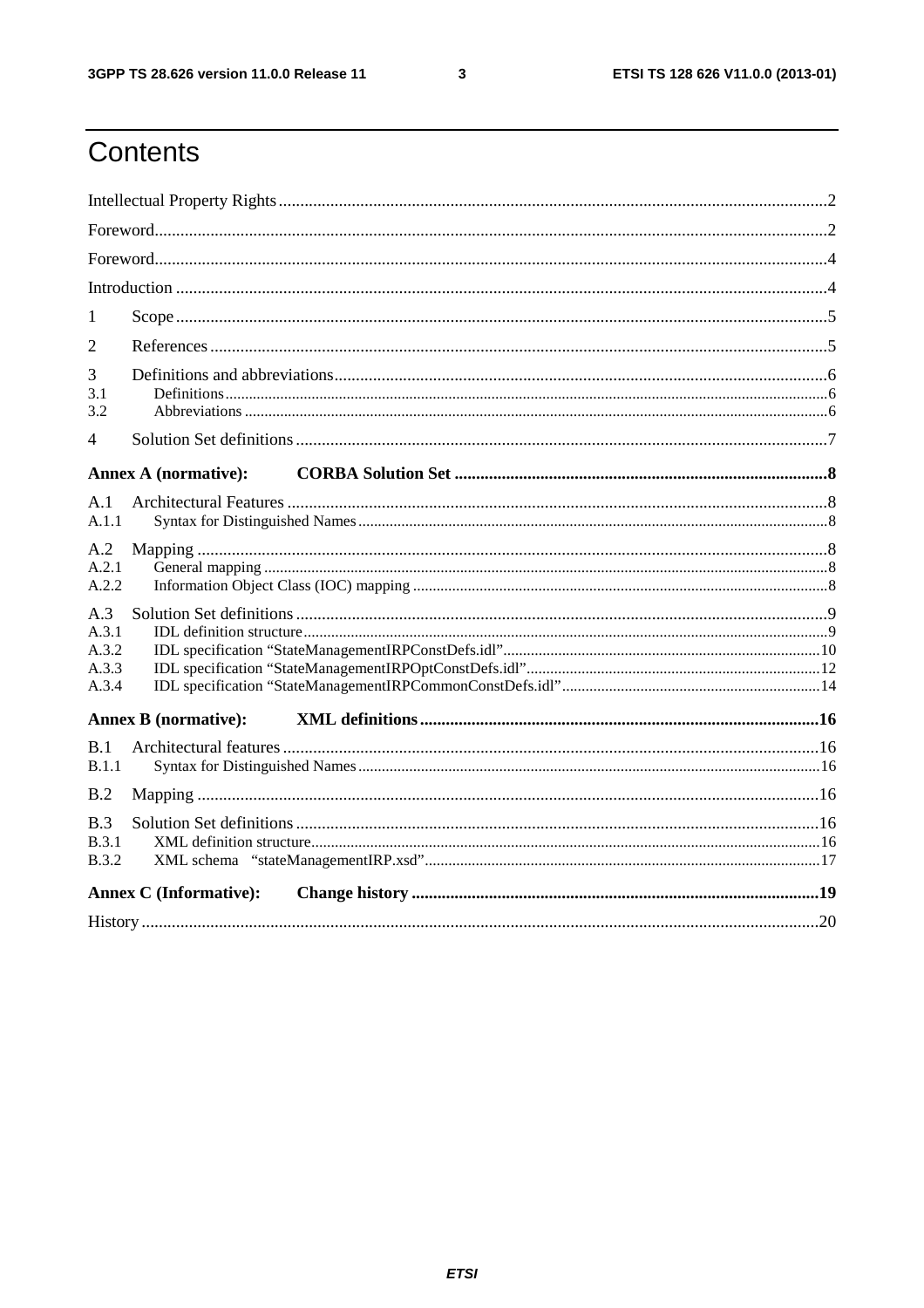# Contents

Intellectual Property Rights ........ 2

Foreword ........ 2

Foreword ........ 4

Introduction ........ 4

1 Scope ........ 5

2 References ........ 5

3 Definitions and abbreviations ........ 6

3.1 Definitions ........ 6

3.2 Abbreviations ........ 6

4 Solution Set definitions ........ 7

**Annex A (normative): CORBA Solution Set ........ 8**

A.1 Architectural Features ........ 8

A.1.1 Syntax for Distinguished Names ........ 8

A.2 Mapping ........ 8

A.2.1 General mapping ........ 8

A.2.2 Information Object Class (IOC) mapping ........ 8

A.3 Solution Set definitions ........ 9

A.3.1 IDL definition structure ........ 9

A.3.2 IDL specification "StateManagementIRPConstDefs.idl" ........ 10

A.3.3 IDL specification "StateManagementIRPOptConstDefs.idl" ........ 12

A.3.4 IDL specification "StateManagementIRPCommonConstDefs.idl" ........ 14

**Annex B (normative): XML definitions ........ 16**

B.1 Architectural features ........ 16

B.1.1 Syntax for Distinguished Names ........ 16

B.2 Mapping ........ 16

B.3 Solution Set definitions ........ 16

B.3.1 XML definition structure ........ 16

B.3.2 XML schema "stateManagementIRP.xsd" ........ 17

**Annex C (Informative): Change history ........ 19**

History ........ 20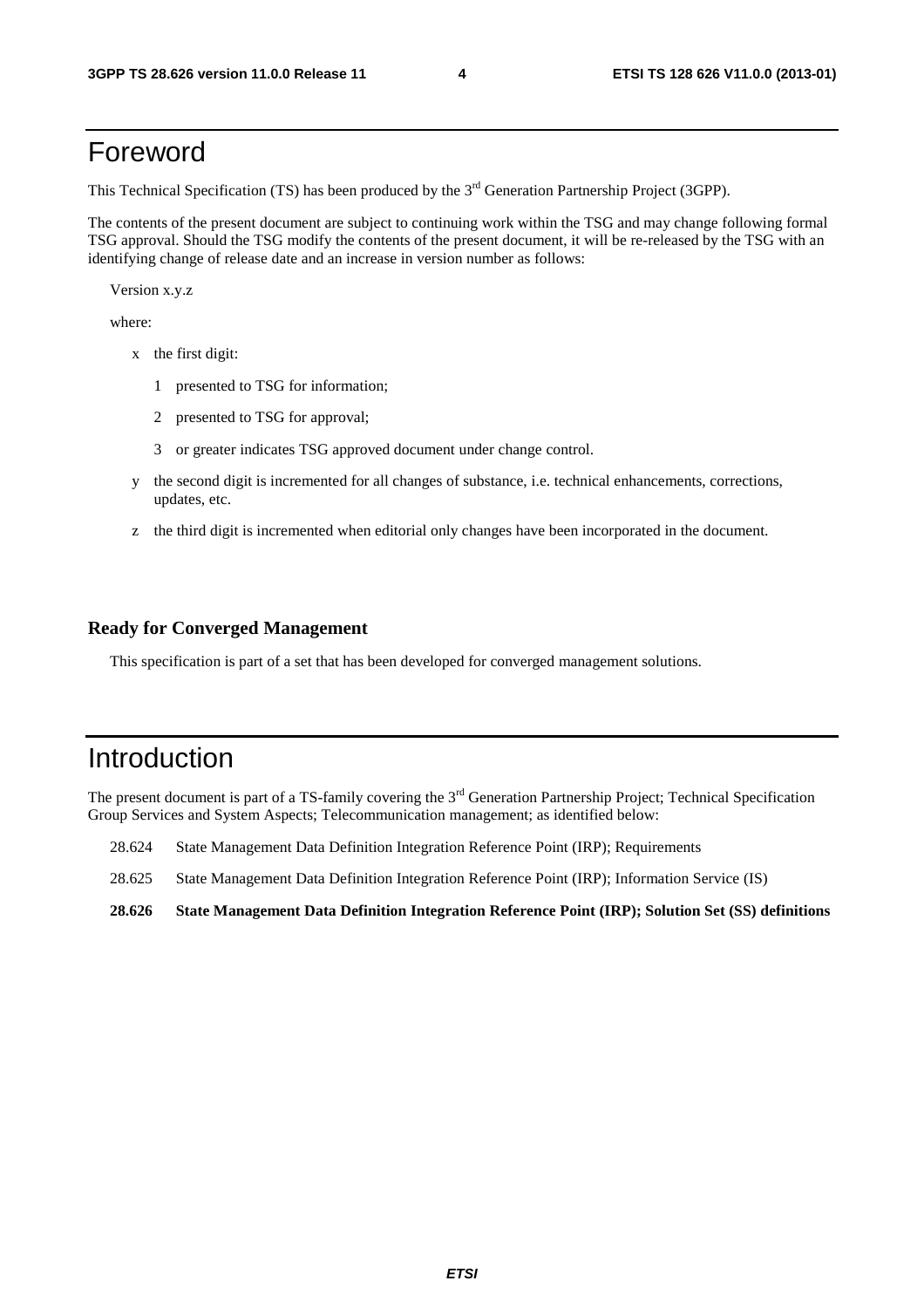# Foreword

This Technical Specification (TS) has been produced by the 3rd Generation Partnership Project (3GPP).

The contents of the present document are subject to continuing work within the TSG and may change following formal TSG approval. Should the TSG modify the contents of the present document, it will be re-released by the TSG with an identifying change of release date and an increase in version number as follows:

Version x.y.z

where:

- x the first digit:
  - 1 presented to TSG for information;
  - 2 presented to TSG for approval;
  - 3 or greater indicates TSG approved document under change control.
- y the second digit is incremented for all changes of substance, i.e. technical enhancements, corrections, updates, etc.
- z the third digit is incremented when editorial only changes have been incorporated in the document.

### Ready for Converged Management

This specification is part of a set that has been developed for converged management solutions.

# Introduction

The present document is part of a TS-family covering the 3rd Generation Partnership Project; Technical Specification Group Services and System Aspects; Telecommunication management; as identified below:

28.624 State Management Data Definition Integration Reference Point (IRP); Requirements

28.625 State Management Data Definition Integration Reference Point (IRP); Information Service (IS)

**28.626 State Management Data Definition Integration Reference Point (IRP); Solution Set (SS) definitions**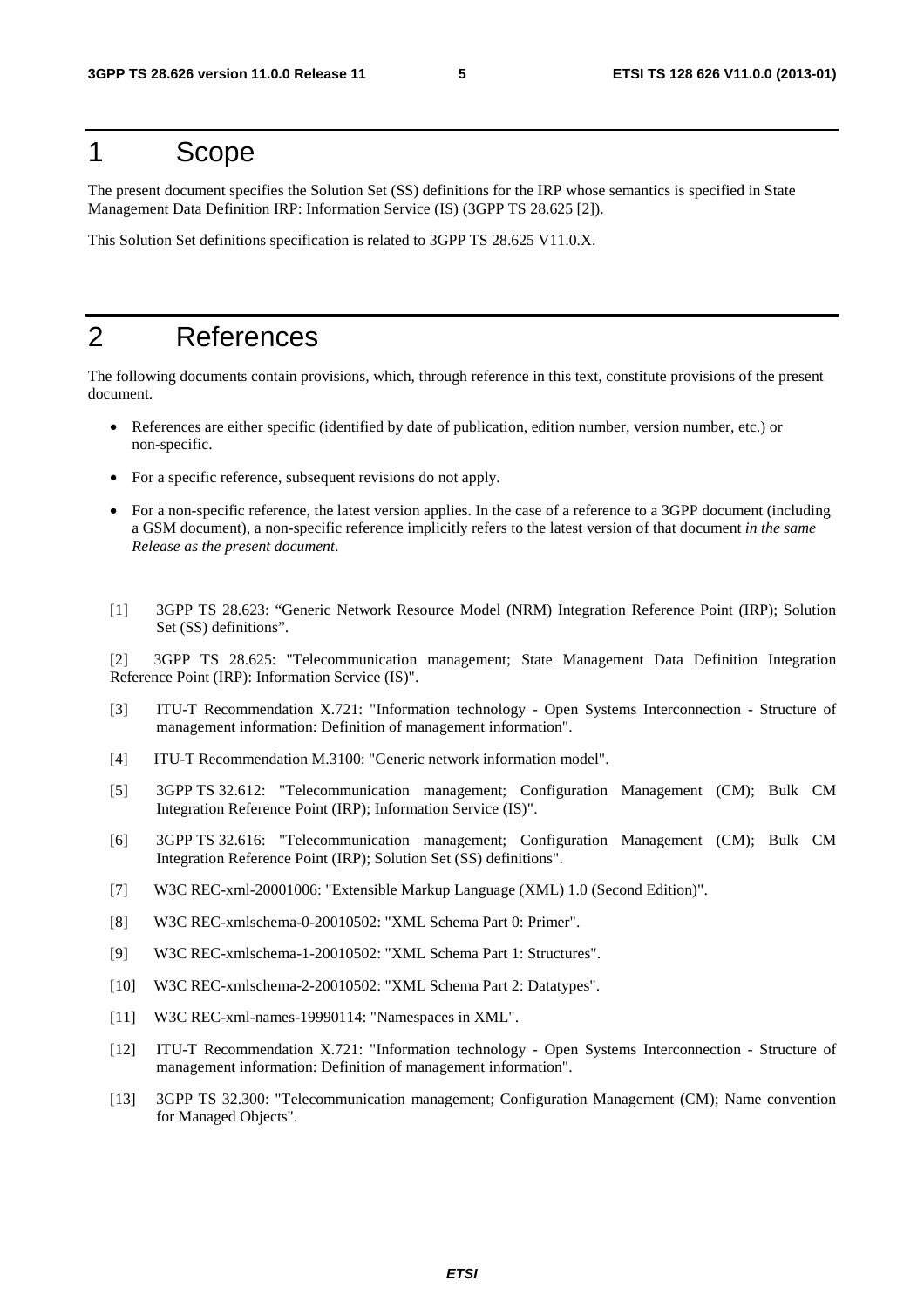# 1 Scope

The present document specifies the Solution Set (SS) definitions for the IRP whose semantics is specified in State Management Data Definition IRP: Information Service (IS) (3GPP TS 28.625 [2]).

This Solution Set definitions specification is related to 3GPP TS 28.625 V11.0.X.

# 2 References

The following documents contain provisions, which, through reference in this text, constitute provisions of the present document.

- References are either specific (identified by date of publication, edition number, version number, etc.) or non-specific.
- For a specific reference, subsequent revisions do not apply.
- For a non-specific reference, the latest version applies. In the case of a reference to a 3GPP document (including a GSM document), a non-specific reference implicitly refers to the latest version of that document *in the same Release as the present document*.

[1] 3GPP TS 28.623: "Generic Network Resource Model (NRM) Integration Reference Point (IRP); Solution Set (SS) definitions".

[2] 3GPP TS 28.625: "Telecommunication management; State Management Data Definition Integration Reference Point (IRP): Information Service (IS)".

[3] ITU-T Recommendation X.721: "Information technology - Open Systems Interconnection - Structure of management information: Definition of management information".

[4] ITU-T Recommendation M.3100: "Generic network information model".

[5] 3GPP TS 32.612: "Telecommunication management; Configuration Management (CM); Bulk CM Integration Reference Point (IRP); Information Service (IS)".

[6] 3GPP TS 32.616: "Telecommunication management; Configuration Management (CM); Bulk CM Integration Reference Point (IRP); Solution Set (SS) definitions".

[7] W3C REC-xml-20001006: "Extensible Markup Language (XML) 1.0 (Second Edition)".

[8] W3C REC-xmlschema-0-20010502: "XML Schema Part 0: Primer".

[9] W3C REC-xmlschema-1-20010502: "XML Schema Part 1: Structures".

[10] W3C REC-xmlschema-2-20010502: "XML Schema Part 2: Datatypes".

[11] W3C REC-xml-names-19990114: "Namespaces in XML".

[12] ITU-T Recommendation X.721: "Information technology - Open Systems Interconnection - Structure of management information: Definition of management information".

[13] 3GPP TS 32.300: "Telecommunication management; Configuration Management (CM); Name convention for Managed Objects".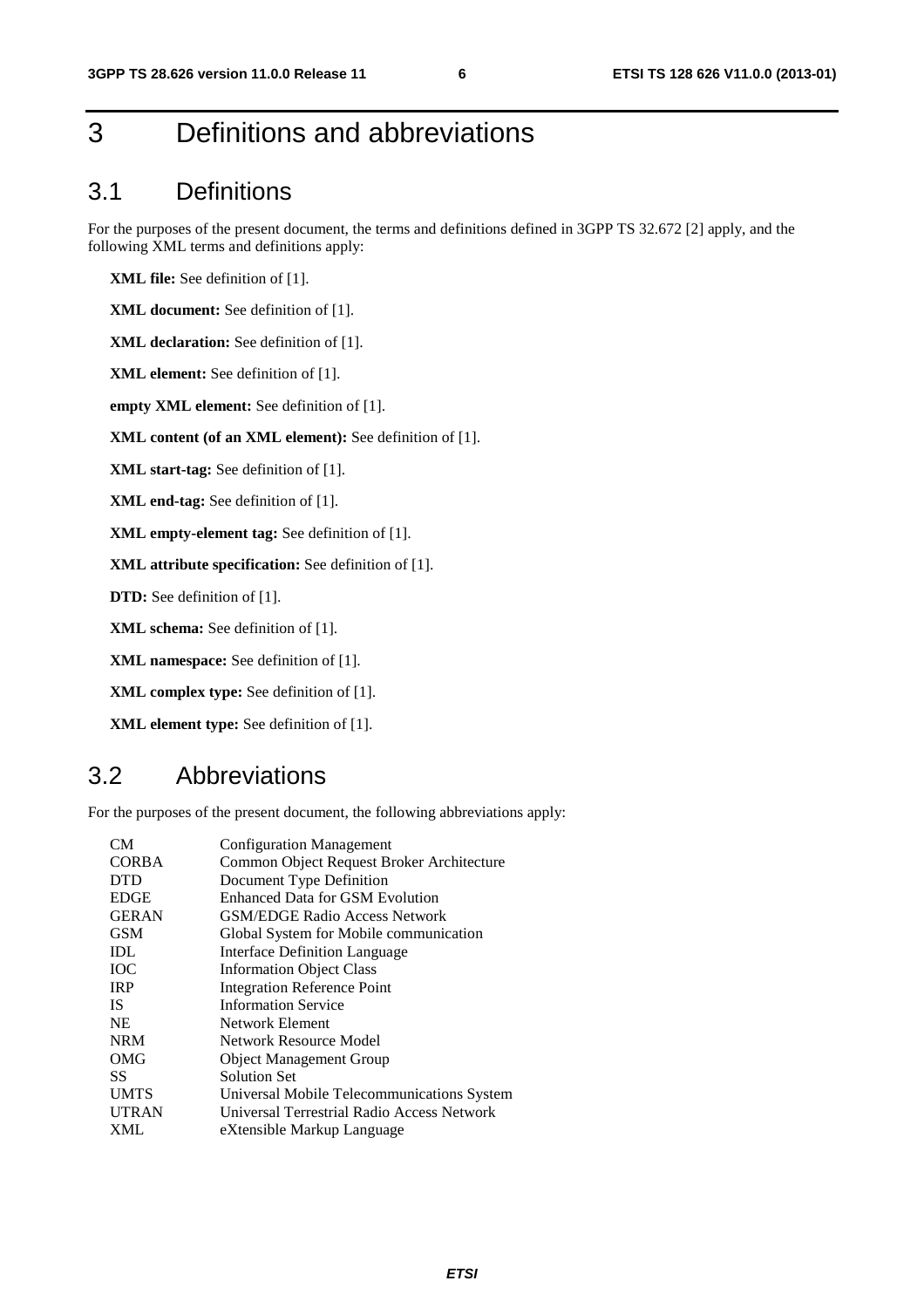# 3 Definitions and abbreviations

## 3.1 Definitions

For the purposes of the present document, the terms and definitions defined in 3GPP TS 32.672 [2] apply, and the following XML terms and definitions apply:

**XML file:** See definition of [1].

**XML document:** See definition of [1].

**XML declaration:** See definition of [1].

**XML element:** See definition of [1].

**empty XML element:** See definition of [1].

**XML content (of an XML element):** See definition of [1].

**XML start-tag:** See definition of [1].

**XML end-tag:** See definition of [1].

**XML empty-element tag:** See definition of [1].

**XML attribute specification:** See definition of [1].

**DTD:** See definition of [1].

**XML schema:** See definition of [1].

**XML namespace:** See definition of [1].

**XML complex type:** See definition of [1].

**XML element type:** See definition of [1].

## 3.2 Abbreviations

For the purposes of the present document, the following abbreviations apply:

| | |
|---|---|
| CM | Configuration Management |
| CORBA | Common Object Request Broker Architecture |
| DTD | Document Type Definition |
| EDGE | Enhanced Data for GSM Evolution |
| GERAN | GSM/EDGE Radio Access Network |
| GSM | Global System for Mobile communication |
| IDL | Interface Definition Language |
| IOC | Information Object Class |
| IRP | Integration Reference Point |
| IS | Information Service |
| NE | Network Element |
| NRM | Network Resource Model |
| OMG | Object Management Group |
| SS | Solution Set |
| UMTS | Universal Mobile Telecommunications System |
| UTRAN | Universal Terrestrial Radio Access Network |
| XML | eXtensible Markup Language |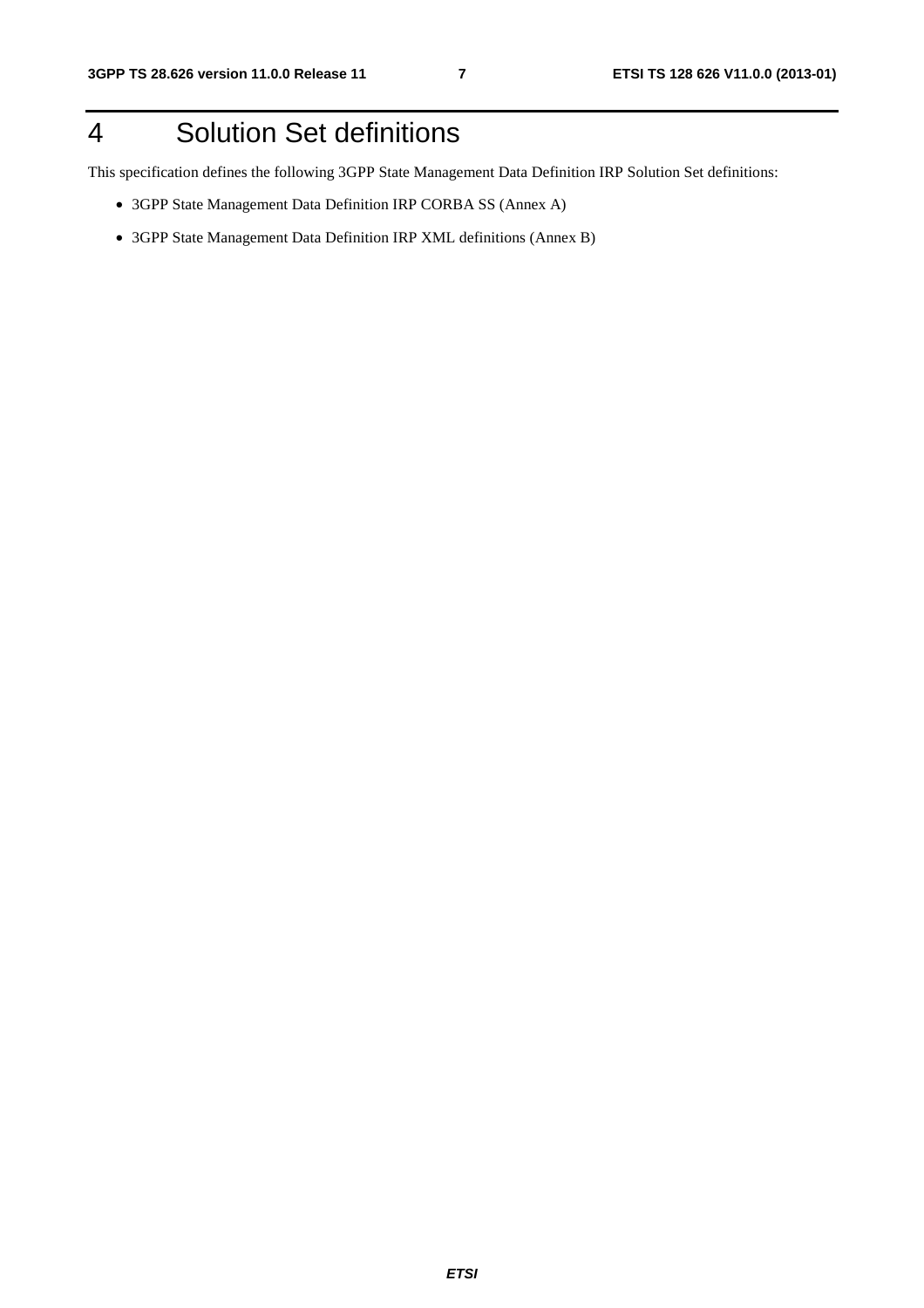# 4 Solution Set definitions

This specification defines the following 3GPP State Management Data Definition IRP Solution Set definitions:

- 3GPP State Management Data Definition IRP CORBA SS (Annex A)
- 3GPP State Management Data Definition IRP XML definitions (Annex B)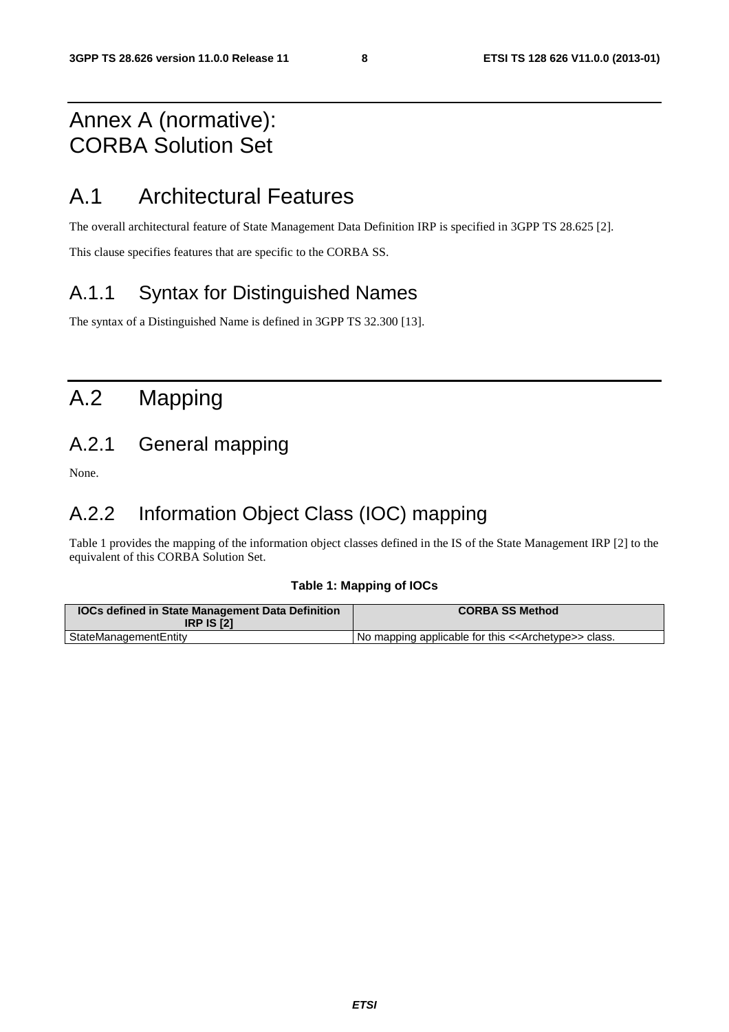# Annex A (normative): CORBA Solution Set

## A.1 Architectural Features

The overall architectural feature of State Management Data Definition IRP is specified in 3GPP TS 28.625 [2].

This clause specifies features that are specific to the CORBA SS.

### A.1.1 Syntax for Distinguished Names

The syntax of a Distinguished Name is defined in 3GPP TS 32.300 [13].

## A.2 Mapping

### A.2.1 General mapping

None.

### A.2.2 Information Object Class (IOC) mapping

Table 1 provides the mapping of the information object classes defined in the IS of the State Management IRP [2] to the equivalent of this CORBA Solution Set.

**Table 1: Mapping of IOCs**

| IOCs defined in State Management Data Definition IRP IS [2] | CORBA SS Method |
|---|---|
| StateManagementEntity | No mapping applicable for this <<Archetype>> class. |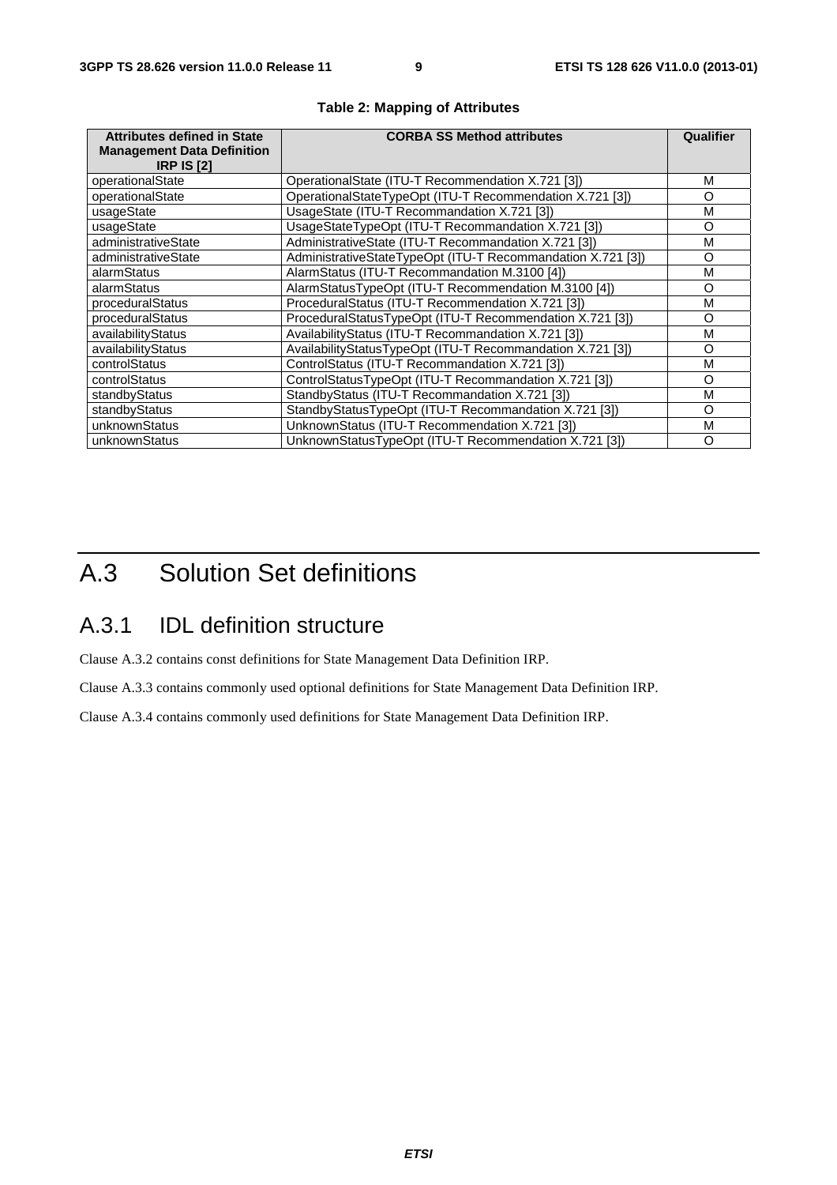**Table 2: Mapping of Attributes**

| Attributes defined in State Management Data Definition IRP IS [2] | CORBA SS Method attributes | Qualifier |
|---|---|---|
| operationalState | OperationalState (ITU-T Recommendation X.721 [3]) | M |
| operationalState | OperationalStateTypeOpt (ITU-T Recommendation X.721 [3]) | O |
| usageState | UsageState (ITU-T Recommandation X.721 [3]) | M |
| usageState | UsageStateTypeOpt (ITU-T Recommandation X.721 [3]) | O |
| administrativeState | AdministrativeState (ITU-T Recommandation X.721 [3]) | M |
| administrativeState | AdministrativeStateTypeOpt (ITU-T Recommandation X.721 [3]) | O |
| alarmStatus | AlarmStatus (ITU-T Recommandation M.3100 [4]) | M |
| alarmStatus | AlarmStatusTypeOpt (ITU-T Recommendation M.3100 [4]) | O |
| proceduralStatus | ProceduralStatus (ITU-T Recommendation X.721 [3]) | M |
| proceduralStatus | ProceduralStatusTypeOpt (ITU-T Recommendation X.721 [3]) | O |
| availabilityStatus | AvailabilityStatus (ITU-T Recommandation X.721 [3]) | M |
| availabilityStatus | AvailabilityStatusTypeOpt (ITU-T Recommandation X.721 [3]) | O |
| controlStatus | ControlStatus (ITU-T Recommandation X.721 [3]) | M |
| controlStatus | ControlStatusTypeOpt (ITU-T Recommandation X.721 [3]) | O |
| standbyStatus | StandbyStatus (ITU-T Recommandation X.721 [3]) | M |
| standbyStatus | StandbyStatusTypeOpt (ITU-T Recommandation X.721 [3]) | O |
| unknownStatus | UnknownStatus (ITU-T Recommandation X.721 [3]) | M |
| unknownStatus | UnknownStatusTypeOpt (ITU-T Recommendation X.721 [3]) | O |

# A.3 Solution Set definitions

## A.3.1 IDL definition structure

Clause A.3.2 contains const definitions for State Management Data Definition IRP.

Clause A.3.3 contains commonly used optional definitions for State Management Data Definition IRP.

Clause A.3.4 contains commonly used definitions for State Management Data Definition IRP.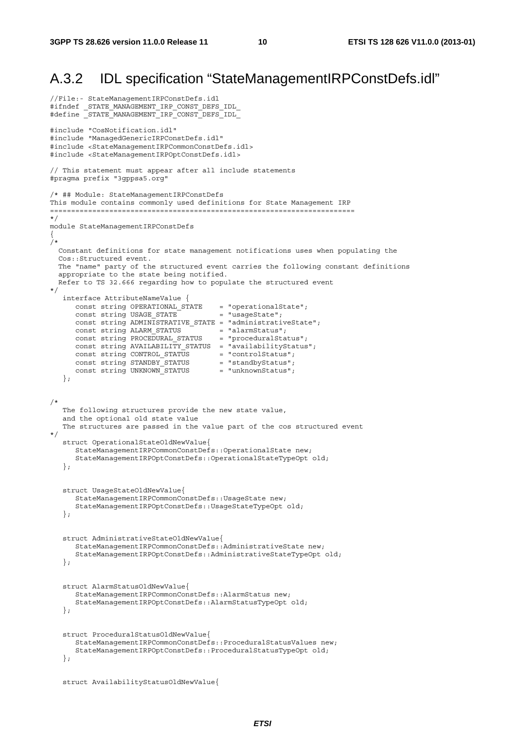## A.3.2 IDL specification "StateManagementIRPConstDefs.idl"

```
//File:- StateManagementIRPConstDefs.idl
#ifndef _STATE_MANAGEMENT_IRP_CONST_DEFS_IDL_
#define _STATE_MANAGEMENT_IRP_CONST_DEFS_IDL_

#include "CosNotification.idl"
#include "ManagedGenericIRPConstDefs.idl"
#include <StateManagementIRPCommonConstDefs.idl>
#include <StateManagementIRPOptConstDefs.idl>

// This statement must appear after all include statements
#pragma prefix "3gppsa5.org"

/* ## Module: StateManagementIRPConstDefs
This module contains commonly used definitions for State Management IRP
=======================================================================
*/
module StateManagementIRPConstDefs
{
/*
  Constant definitions for state management notifications uses when populating the
  Cos::Structured event.
  The "name" party of the structured event carries the following constant definitions
  appropriate to the state being notified.
  Refer to TS 32.666 regarding how to populate the structured event
*/
   interface AttributeNameValue {
      const string OPERATIONAL_STATE    = "operationalState";
      const string USAGE_STATE          = "usageState";
      const string ADMINISTRATIVE_STATE = "administrativeState";
      const string ALARM_STATUS         = "alarmStatus";
      const string PROCEDURAL_STATUS    = "proceduralStatus";
      const string AVAILABILITY_STATUS  = "availabilityStatus";
      const string CONTROL_STATUS       = "controlStatus";
      const string STANDBY_STATUS       = "standbyStatus";
      const string UNKNOWN_STATUS       = "unknownStatus";
   };


/*
   The following structures provide the new state value,
   and the optional old state value
   The structures are passed in the value part of the cos structured event
*/
   struct OperationalStateOldNewValue{
      StateManagementIRPCommonConstDefs::OperationalState new;
      StateManagementIRPOptConstDefs::OperationalStateTypeOpt old;
   };


   struct UsageStateOldNewValue{
      StateManagementIRPCommonConstDefs::UsageState new;
      StateManagementIRPOptConstDefs::UsageStateTypeOpt old;
   };


   struct AdministrativeStateOldNewValue{
      StateManagementIRPCommonConstDefs::AdministrativeState new;
      StateManagementIRPOptConstDefs::AdministrativeStateTypeOpt old;
   };


   struct AlarmStatusOldNewValue{
      StateManagementIRPCommonConstDefs::AlarmStatus new;
      StateManagementIRPOptConstDefs::AlarmStatusTypeOpt old;
   };


   struct ProceduralStatusOldNewValue{
      StateManagementIRPCommonConstDefs::ProceduralStatusValues new;
      StateManagementIRPOptConstDefs::ProceduralStatusTypeOpt old;
   };


   struct AvailabilityStatusOldNewValue{
```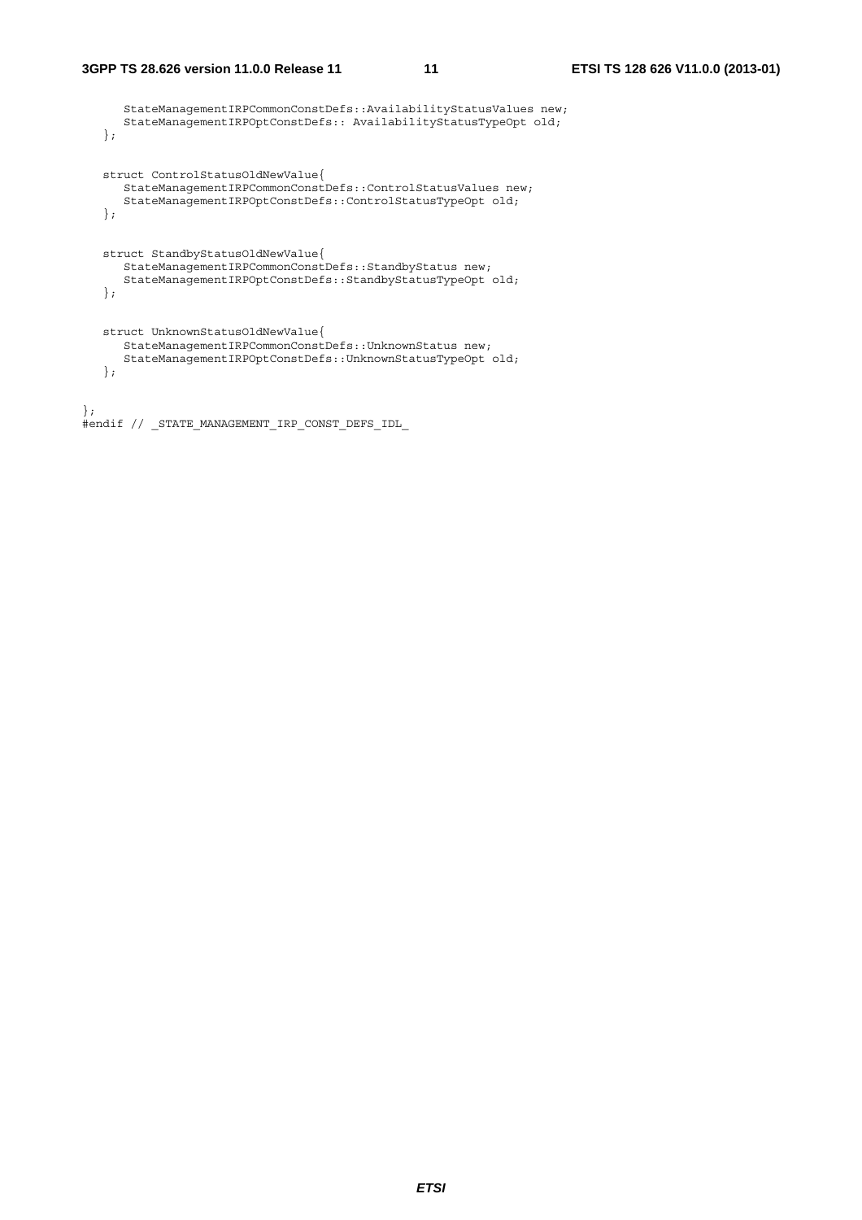```
      StateManagementIRPCommonConstDefs::AvailabilityStatusValues new;
      StateManagementIRPOptConstDefs:: AvailabilityStatusTypeOpt old;
   };


   struct ControlStatusOldNewValue{
      StateManagementIRPCommonConstDefs::ControlStatusValues new;
      StateManagementIRPOptConstDefs::ControlStatusTypeOpt old;
   };


   struct StandbyStatusOldNewValue{
      StateManagementIRPCommonConstDefs::StandbyStatus new;
      StateManagementIRPOptConstDefs::StandbyStatusTypeOpt old;
   };


   struct UnknownStatusOldNewValue{
      StateManagementIRPCommonConstDefs::UnknownStatus new;
      StateManagementIRPOptConstDefs::UnknownStatusTypeOpt old;
   };


};
#endif // _STATE_MANAGEMENT_IRP_CONST_DEFS_IDL_
```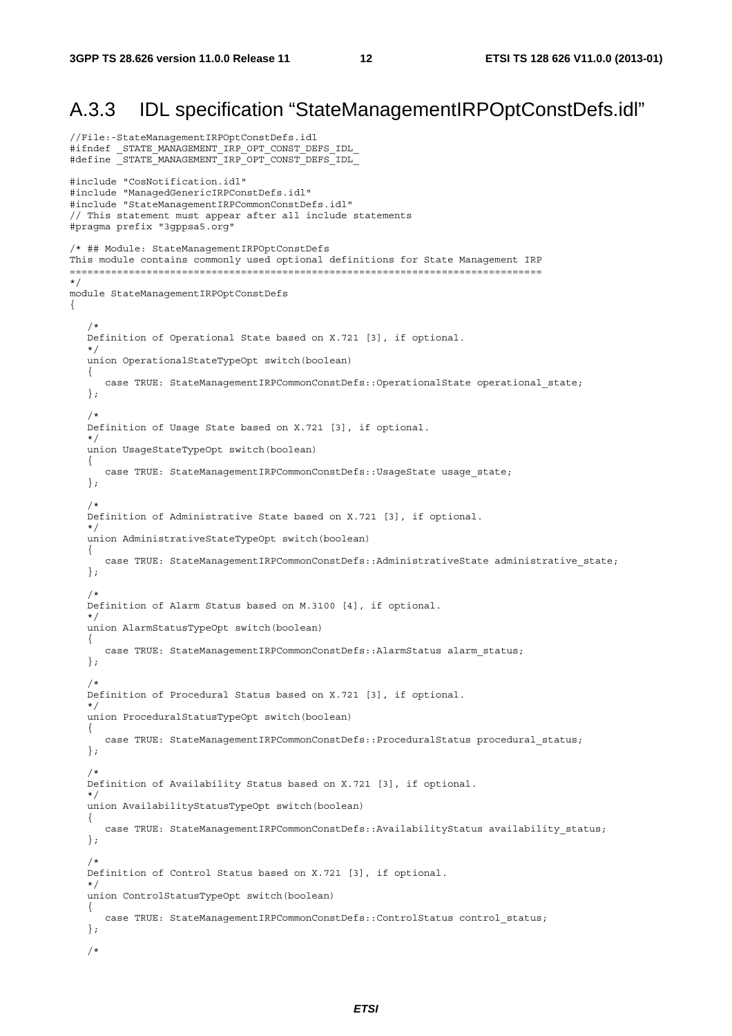## A.3.3 IDL specification “StateManagementIRPOptConstDefs.idl”

```
//File:-StateManagementIRPOptConstDefs.idl
#ifndef _STATE_MANAGEMENT_IRP_OPT_CONST_DEFS_IDL_
#define _STATE_MANAGEMENT_IRP_OPT_CONST_DEFS_IDL_

#include "CosNotification.idl"
#include "ManagedGenericIRPConstDefs.idl"
#include "StateManagementIRPCommonConstDefs.idl"
// This statement must appear after all include statements
#pragma prefix "3gppsa5.org"

/* ## Module: StateManagementIRPOptConstDefs
This module contains commonly used optional definitions for State Management IRP
=============================================================================
*/
module StateManagementIRPOptConstDefs
{

   /*
   Definition of Operational State based on X.721 [3], if optional.
   */
   union OperationalStateTypeOpt switch(boolean)
   {
      case TRUE: StateManagementIRPCommonConstDefs::OperationalState operational_state;
   };

   /*
   Definition of Usage State based on X.721 [3], if optional.
   */
   union UsageStateTypeOpt switch(boolean)
   {
      case TRUE: StateManagementIRPCommonConstDefs::UsageState usage_state;
   };

   /*
   Definition of Administrative State based on X.721 [3], if optional.
   */
   union AdministrativeStateTypeOpt switch(boolean)
   {
      case TRUE: StateManagementIRPCommonConstDefs::AdministrativeState administrative_state;
   };

   /*
   Definition of Alarm Status based on M.3100 [4], if optional.
   */
   union AlarmStatusTypeOpt switch(boolean)
   {
      case TRUE: StateManagementIRPCommonConstDefs::AlarmStatus alarm_status;
   };

   /*
   Definition of Procedural Status based on X.721 [3], if optional.
   */
   union ProceduralStatusTypeOpt switch(boolean)
   {
      case TRUE: StateManagementIRPCommonConstDefs::ProceduralStatus procedural_status;
   };

   /*
   Definition of Availability Status based on X.721 [3], if optional.
   */
   union AvailabilityStatusTypeOpt switch(boolean)
   {
      case TRUE: StateManagementIRPCommonConstDefs::AvailabilityStatus availability_status;
   };

   /*
   Definition of Control Status based on X.721 [3], if optional.
   */
   union ControlStatusTypeOpt switch(boolean)
   {
      case TRUE: StateManagementIRPCommonConstDefs::ControlStatus control_status;
   };

   /*
```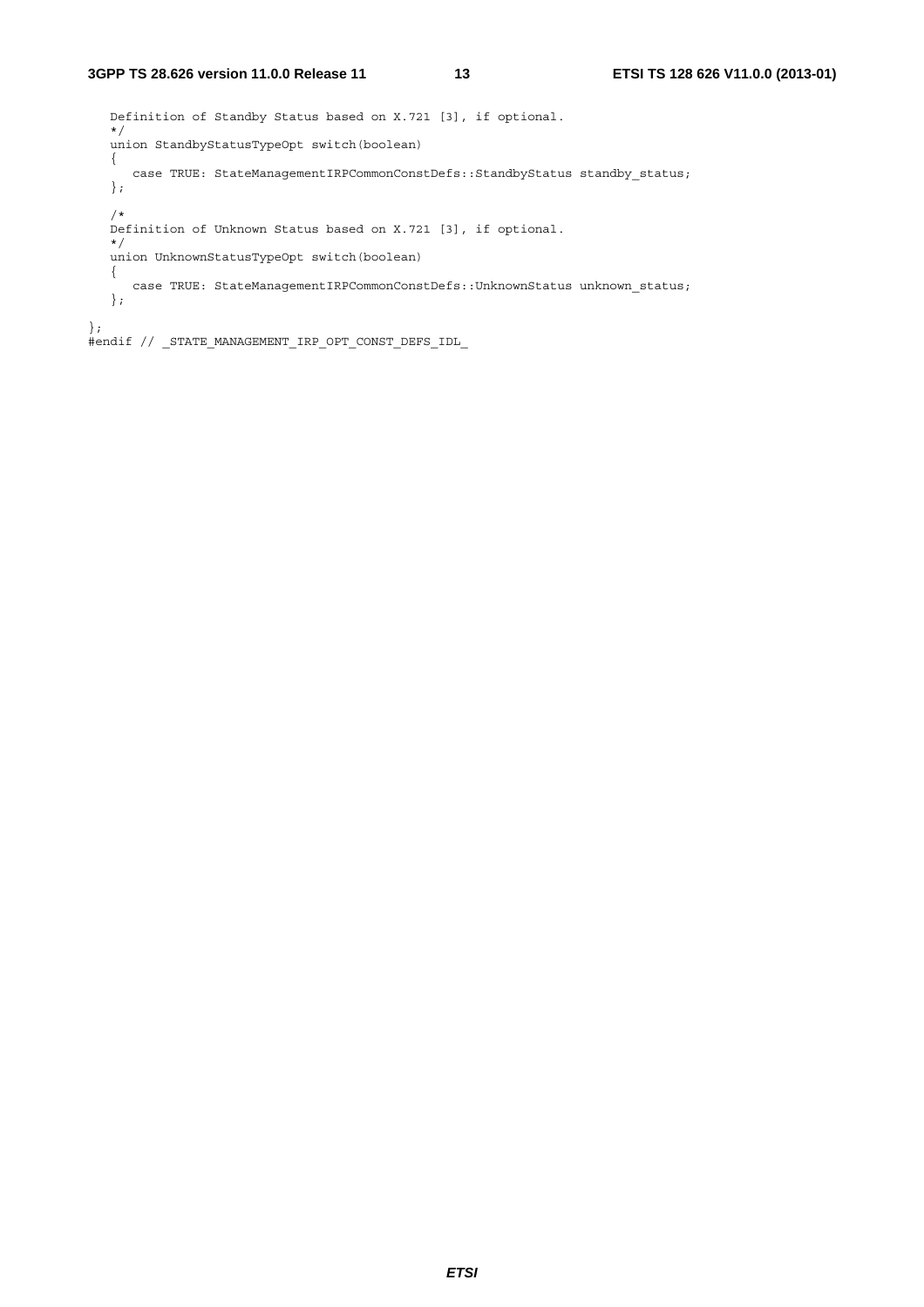```
   Definition of Standby Status based on X.721 [3], if optional.
   */
   union StandbyStatusTypeOpt switch(boolean)
   {
      case TRUE: StateManagementIRPCommonConstDefs::StandbyStatus standby_status;
   };

   /*
   Definition of Unknown Status based on X.721 [3], if optional.
   */
   union UnknownStatusTypeOpt switch(boolean)
   {
      case TRUE: StateManagementIRPCommonConstDefs::UnknownStatus unknown_status;
   };

};
#endif // _STATE_MANAGEMENT_IRP_OPT_CONST_DEFS_IDL_
```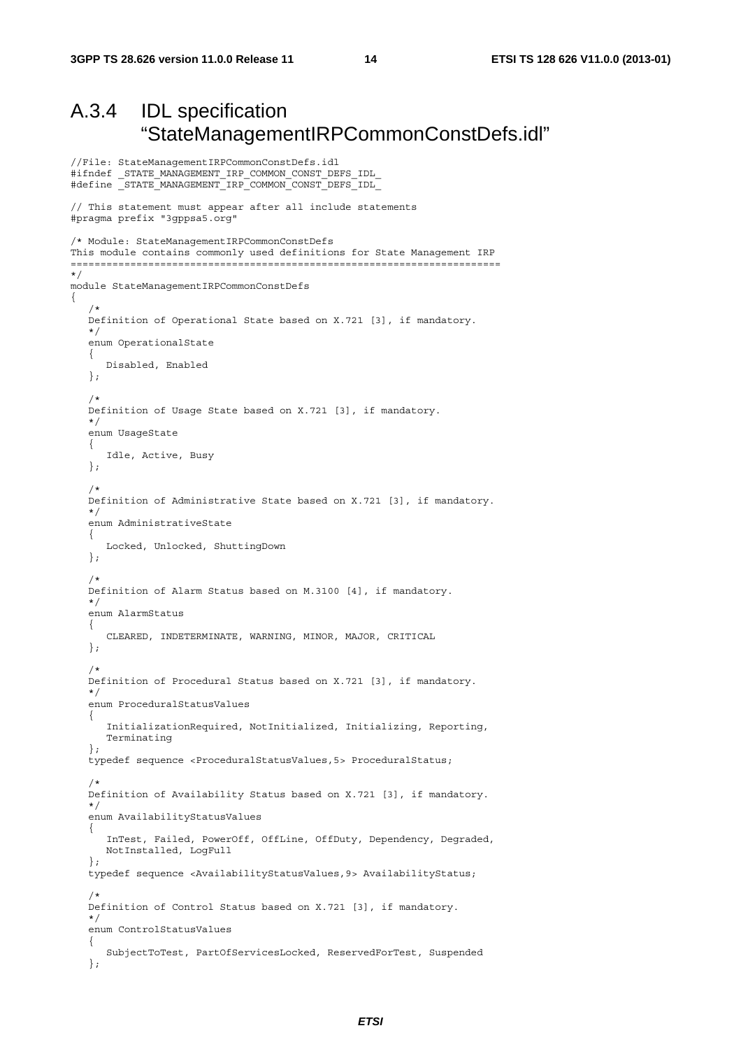## A.3.4 IDL specification "StateManagementIRPCommonConstDefs.idl"

```
//File: StateManagementIRPCommonConstDefs.idl
#ifndef _STATE_MANAGEMENT_IRP_COMMON_CONST_DEFS_IDL_
#define _STATE_MANAGEMENT_IRP_COMMON_CONST_DEFS_IDL_

// This statement must appear after all include statements
#pragma prefix "3gppsa5.org"

/* Module: StateManagementIRPCommonConstDefs
This module contains commonly used definitions for State Management IRP
=======================================================================
*/
module StateManagementIRPCommonConstDefs
{
   /*
   Definition of Operational State based on X.721 [3], if mandatory.
   */
   enum OperationalState
   {
      Disabled, Enabled
   };

   /*
   Definition of Usage State based on X.721 [3], if mandatory.
   */
   enum UsageState
   {
      Idle, Active, Busy
   };

   /*
   Definition of Administrative State based on X.721 [3], if mandatory.
   */
   enum AdministrativeState
   {
      Locked, Unlocked, ShuttingDown
   };

   /*
   Definition of Alarm Status based on M.3100 [4], if mandatory.
   */
   enum AlarmStatus
   {
      CLEARED, INDETERMINATE, WARNING, MINOR, MAJOR, CRITICAL
   };

   /*
   Definition of Procedural Status based on X.721 [3], if mandatory.
   */
   enum ProceduralStatusValues
   {
      InitializationRequired, NotInitialized, Initializing, Reporting,
      Terminating
   };
   typedef sequence <ProceduralStatusValues,5> ProceduralStatus;

   /*
   Definition of Availability Status based on X.721 [3], if mandatory.
   */
   enum AvailabilityStatusValues
   {
      InTest, Failed, PowerOff, OffLine, OffDuty, Dependency, Degraded,
      NotInstalled, LogFull
   };
   typedef sequence <AvailabilityStatusValues,9> AvailabilityStatus;

   /*
   Definition of Control Status based on X.721 [3], if mandatory.
   */
   enum ControlStatusValues
   {
      SubjectToTest, PartOfServicesLocked, ReservedForTest, Suspended
   };
```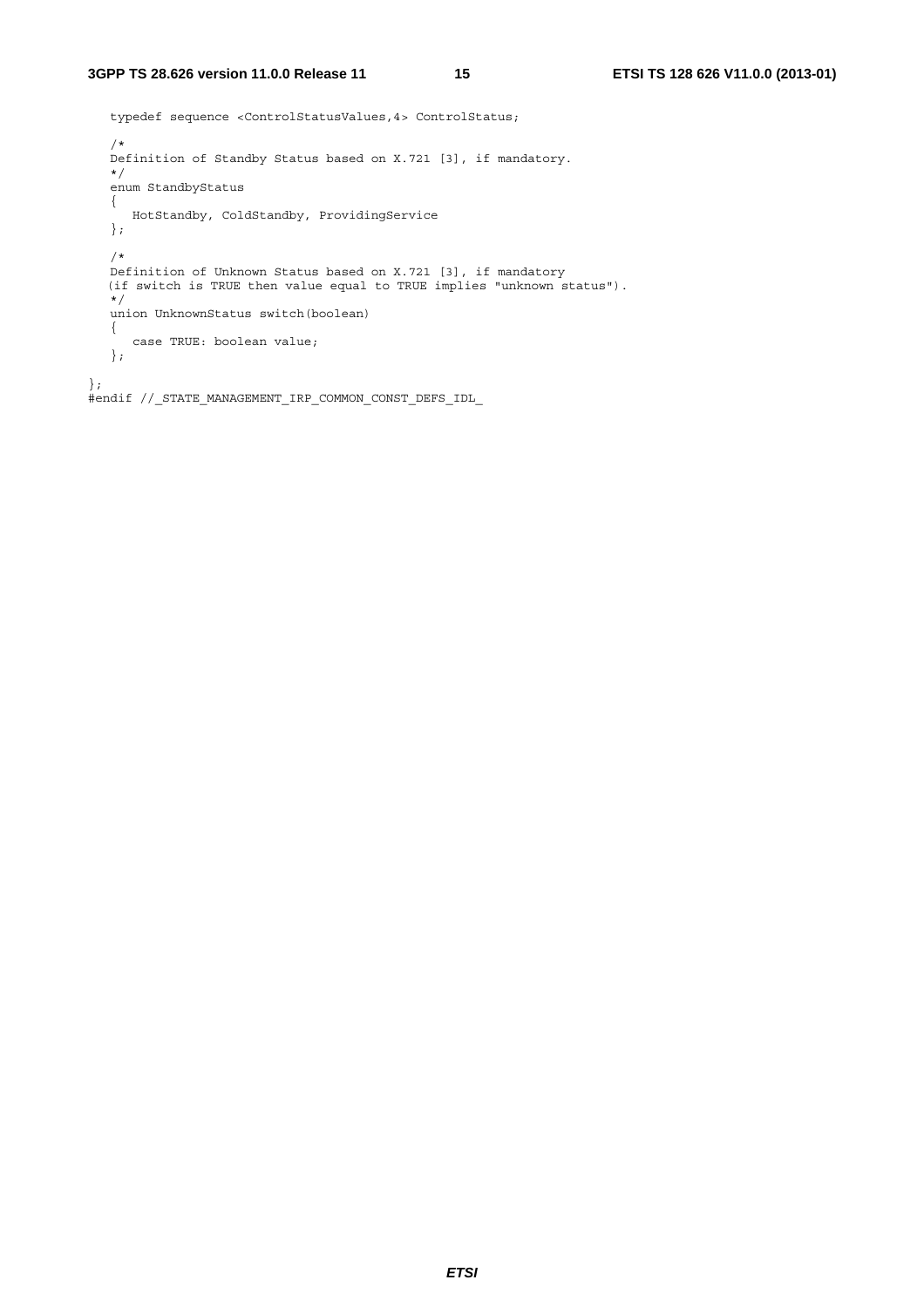```
   typedef sequence <ControlStatusValues,4> ControlStatus;

   /*
   Definition of Standby Status based on X.721 [3], if mandatory.
   */
   enum StandbyStatus
   {
      HotStandby, ColdStandby, ProvidingService
   };

   /*
   Definition of Unknown Status based on X.721 [3], if mandatory
   (if switch is TRUE then value equal to TRUE implies "unknown status").
   */
   union UnknownStatus switch(boolean)
   {
      case TRUE: boolean value;
   };

};
#endif //_STATE_MANAGEMENT_IRP_COMMON_CONST_DEFS_IDL_
```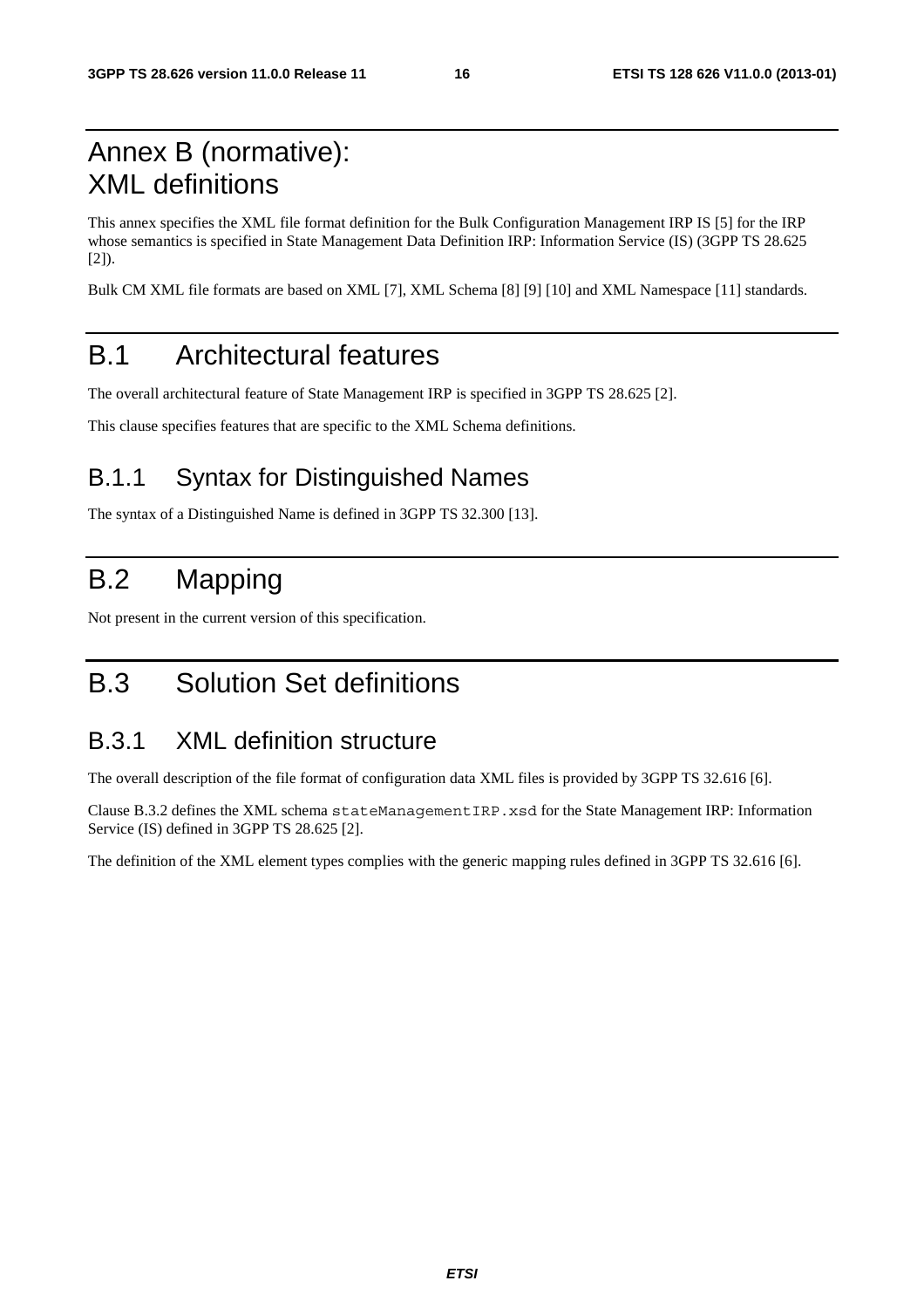# Annex B (normative): XML definitions

This annex specifies the XML file format definition for the Bulk Configuration Management IRP IS [5] for the IRP whose semantics is specified in State Management Data Definition IRP: Information Service (IS) (3GPP TS 28.625 [2]).

Bulk CM XML file formats are based on XML [7], XML Schema [8] [9] [10] and XML Namespace [11] standards.

# B.1 Architectural features

The overall architectural feature of State Management IRP is specified in 3GPP TS 28.625 [2].

This clause specifies features that are specific to the XML Schema definitions.

## B.1.1 Syntax for Distinguished Names

The syntax of a Distinguished Name is defined in 3GPP TS 32.300 [13].

# B.2 Mapping

Not present in the current version of this specification.

# B.3 Solution Set definitions

## B.3.1 XML definition structure

The overall description of the file format of configuration data XML files is provided by 3GPP TS 32.616 [6].

Clause B.3.2 defines the XML schema `stateManagementIRP.xsd` for the State Management IRP: Information Service (IS) defined in 3GPP TS 28.625 [2].

The definition of the XML element types complies with the generic mapping rules defined in 3GPP TS 32.616 [6].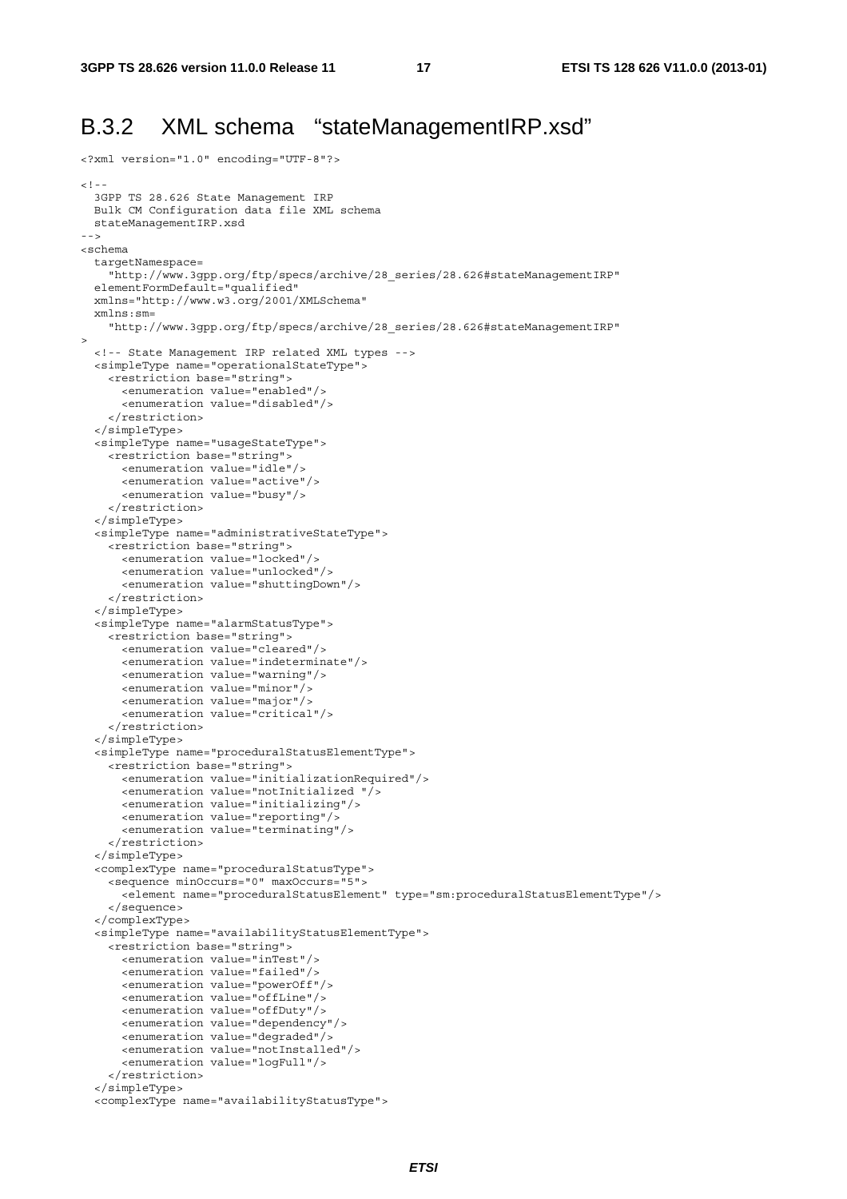## B.3.2 XML schema "stateManagementIRP.xsd"

```
<?xml version="1.0" encoding="UTF-8"?>

<!--
  3GPP TS 28.626 State Management IRP
  Bulk CM Configuration data file XML schema
  stateManagementIRP.xsd
-->
<schema
  targetNamespace=
    "http://www.3gpp.org/ftp/specs/archive/28_series/28.626#stateManagementIRP"
  elementFormDefault="qualified"
  xmlns="http://www.w3.org/2001/XMLSchema"
  xmlns:sm=
    "http://www.3gpp.org/ftp/specs/archive/28_series/28.626#stateManagementIRP"
>
  <!-- State Management IRP related XML types -->
  <simpleType name="operationalStateType">
    <restriction base="string">
      <enumeration value="enabled"/>
      <enumeration value="disabled"/>
    </restriction>
  </simpleType>
  <simpleType name="usageStateType">
    <restriction base="string">
      <enumeration value="idle"/>
      <enumeration value="active"/>
      <enumeration value="busy"/>
    </restriction>
  </simpleType>
  <simpleType name="administrativeStateType">
    <restriction base="string">
      <enumeration value="locked"/>
      <enumeration value="unlocked"/>
      <enumeration value="shuttingDown"/>
    </restriction>
  </simpleType>
  <simpleType name="alarmStatusType">
    <restriction base="string">
      <enumeration value="cleared"/>
      <enumeration value="indeterminate"/>
      <enumeration value="warning"/>
      <enumeration value="minor"/>
      <enumeration value="major"/>
      <enumeration value="critical"/>
    </restriction>
  </simpleType>
  <simpleType name="proceduralStatusElementType">
    <restriction base="string">
      <enumeration value="initializationRequired"/>
      <enumeration value="notInitialized "/>
      <enumeration value="initializing"/>
      <enumeration value="reporting"/>
      <enumeration value="terminating"/>
    </restriction>
  </simpleType>
  <complexType name="proceduralStatusType">
    <sequence minOccurs="0" maxOccurs="5">
      <element name="proceduralStatusElement" type="sm:proceduralStatusElementType"/>
    </sequence>
  </complexType>
  <simpleType name="availabilityStatusElementType">
    <restriction base="string">
      <enumeration value="inTest"/>
      <enumeration value="failed"/>
      <enumeration value="powerOff"/>
      <enumeration value="offLine"/>
      <enumeration value="offDuty"/>
      <enumeration value="dependency"/>
      <enumeration value="degraded"/>
      <enumeration value="notInstalled"/>
      <enumeration value="logFull"/>
    </restriction>
  </simpleType>
  <complexType name="availabilityStatusType">
```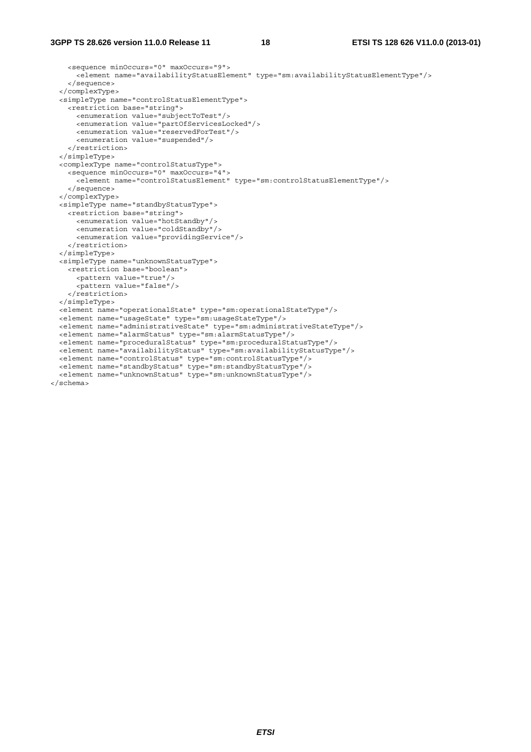```
    <sequence minOccurs="0" maxOccurs="9">
      <element name="availabilityStatusElement" type="sm:availabilityStatusElementType"/>
    </sequence>
  </complexType>
  <simpleType name="controlStatusElementType">
    <restriction base="string">
      <enumeration value="subjectToTest"/>
      <enumeration value="partOfServicesLocked"/>
      <enumeration value="reservedForTest"/>
      <enumeration value="suspended"/>
    </restriction>
  </simpleType>
  <complexType name="controlStatusType">
    <sequence minOccurs="0" maxOccurs="4">
      <element name="controlStatusElement" type="sm:controlStatusElementType"/>
    </sequence>
  </complexType>
  <simpleType name="standbyStatusType">
    <restriction base="string">
      <enumeration value="hotStandby"/>
      <enumeration value="coldStandby"/>
      <enumeration value="providingService"/>
    </restriction>
  </simpleType>
  <simpleType name="unknownStatusType">
    <restriction base="boolean">
      <pattern value="true"/>
      <pattern value="false"/>
    </restriction>
  </simpleType>
  <element name="operationalState" type="sm:operationalStateType"/>
  <element name="usageState" type="sm:usageStateType"/>
  <element name="administrativeState" type="sm:administrativeStateType"/>
  <element name="alarmStatus" type="sm:alarmStatusType"/>
  <element name="proceduralStatus" type="sm:proceduralStatusType"/>
  <element name="availabilityStatus" type="sm:availabilityStatusType"/>
  <element name="controlStatus" type="sm:controlStatusType"/>
  <element name="standbyStatus" type="sm:standbyStatusType"/>
  <element name="unknownStatus" type="sm:unknownStatusType"/>
</schema>
```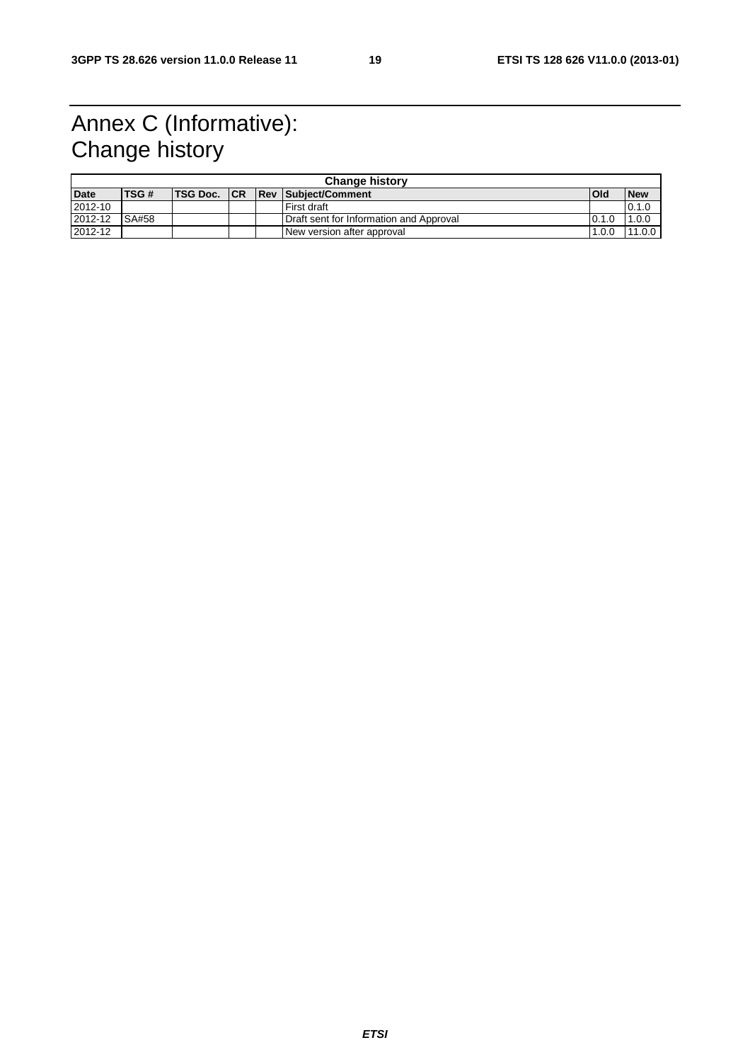# Annex C (Informative): Change history

| Change history | | | | | | | |
|---|---|---|---|---|---|---|---|
| **Date** | **TSG #** | **TSG Doc.** | **CR** | **Rev** | **Subject/Comment** | **Old** | **New** |
| 2012-10 | | | | | First draft | | 0.1.0 |
| 2012-12 | SA#58 | | | | Draft sent for Information and Approval | 0.1.0 | 1.0.0 |
| 2012-12 | | | | | New version after approval | 1.0.0 | 11.0.0 |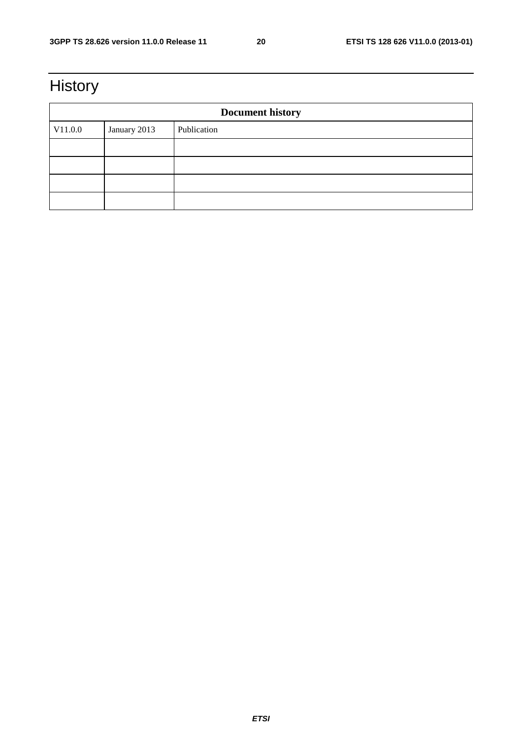# History

| Document history | | |
|---|---|---|
| V11.0.0 | January 2013 | Publication |
| | | |
| | | |
| | | |
| | | |